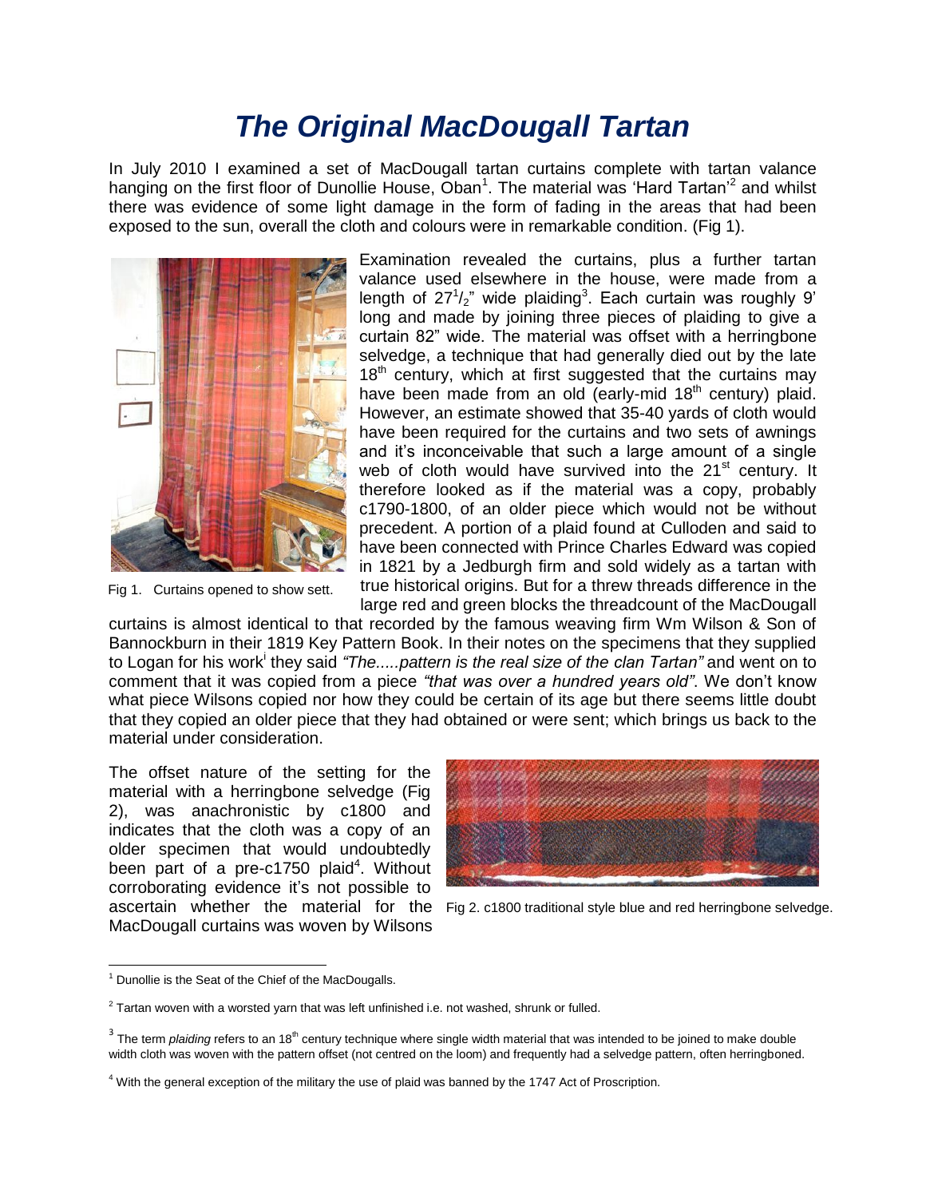# *The Original MacDougall Tartan*

In July 2010 I examined a set of MacDougall tartan curtains complete with tartan valance hanging on the first floor of Dunollie House, Oban[1]. The material was 'Hard Tartan'[2] and whilst there was evidence of some light damage in the form of fading in the areas that had been exposed to the sun, overall the cloth and colours were in remarkable condition. (Fig 1).

Fig 1. Curtains opened to show sett.

Examination revealed the curtains, plus a further tartan valance used elsewhere in the house, were made from a length of 27½" wide plaiding[3]. Each curtain was roughly 9' long and made by joining three pieces of plaiding to give a curtain 82" wide. The material was offset with a herringbone selvedge, a technique that had generally died out by the late 18th century, which at first suggested that the curtains may have been made from an old (early-mid 18th century) plaid. However, an estimate showed that 35-40 yards of cloth would have been required for the curtains and two sets of awnings and it's inconceivable that such a large amount of a single web of cloth would have survived into the 21st century. It therefore looked as if the material was a copy, probably c1790-1800, of an older piece which would not be without precedent. A portion of a plaid found at Culloden and said to have been connected with Prince Charles Edward was copied in 1821 by a Jedburgh firm and sold widely as a tartan with true historical origins. But for a threw threads difference in the large red and green blocks the threadcount of the MacDougall curtains is almost identical to that recorded by the famous weaving firm Wm Wilson & Son of Bannockburn in their 1819 Key Pattern Book. In their notes on the specimens that they supplied to Logan for his work[i] they said *"The.....pattern is the real size of the clan Tartan"* and went on to comment that it was copied from a piece *"that was over a hundred years old"*. We don't know what piece Wilsons copied nor how they could be certain of its age but there seems little doubt that they copied an older piece that they had obtained or were sent; which brings us back to the material under consideration.

The offset nature of the setting for the material with a herringbone selvedge (Fig 2), was anachronistic by c1800 and indicates that the cloth was a copy of an older specimen that would undoubtedly been part of a pre-c1750 plaid[4]. Without corroborating evidence it's not possible to ascertain whether the material for the MacDougall curtains was woven by Wilsons

Fig 2. c1800 traditional style blue and red herringbone selvedge.

---

[1] Dunollie is the Seat of the Chief of the MacDougalls.

[2] Tartan woven with a worsted yarn that was left unfinished i.e. not washed, shrunk or fulled.

[3] The term *plaiding* refers to an 18th century technique where single width material that was intended to be joined to make double width cloth was woven with the pattern offset (not centred on the loom) and frequently had a selvedge pattern, often herringboned.

[4] With the general exception of the military the use of plaid was banned by the 1747 Act of Proscription.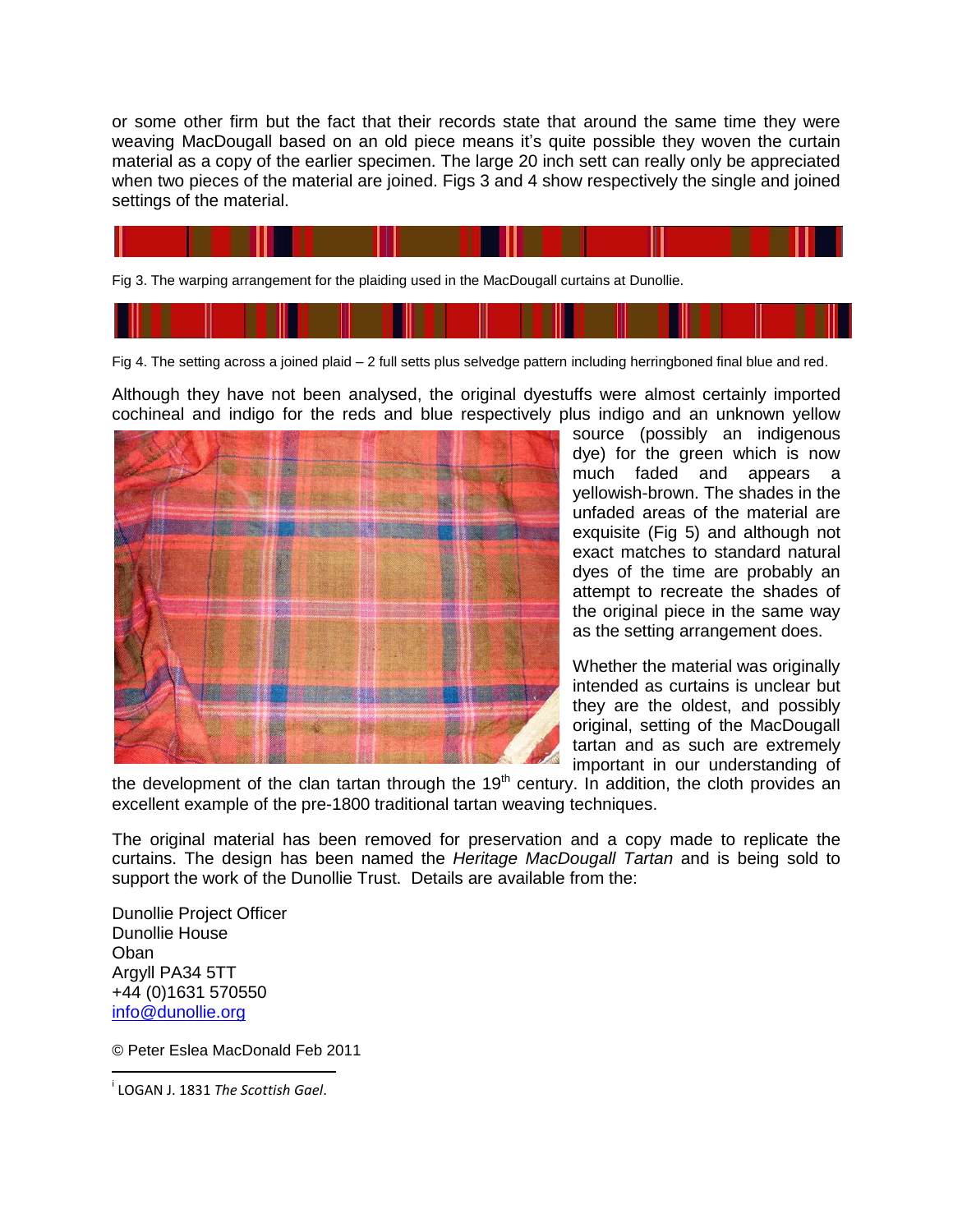or some other firm but the fact that their records state that around the same time they were weaving MacDougall based on an old piece means it's quite possible they woven the curtain material as a copy of the earlier specimen. The large 20 inch sett can really only be appreciated when two pieces of the material are joined. Figs 3 and 4 show respectively the single and joined settings of the material.

Fig 3. The warping arrangement for the plaiding used in the MacDougall curtains at Dunollie.

Fig 4. The setting across a joined plaid – 2 full setts plus selvedge pattern including herringboned final blue and red.

Although they have not been analysed, the original dyestuffs were almost certainly imported cochineal and indigo for the reds and blue respectively plus indigo and an unknown yellow source (possibly an indigenous dye) for the green which is now much faded and appears a yellowish-brown. The shades in the unfaded areas of the material are exquisite (Fig 5) and although not exact matches to standard natural dyes of the time are probably an attempt to recreate the shades of the original piece in the same way as the setting arrangement does.

Whether the material was originally intended as curtains is unclear but they are the oldest, and possibly original, setting of the MacDougall tartan and as such are extremely important in our understanding of the development of the clan tartan through the 19th century. In addition, the cloth provides an excellent example of the pre-1800 traditional tartan weaving techniques.

The original material has been removed for preservation and a copy made to replicate the curtains. The design has been named the *Heritage MacDougall Tartan* and is being sold to support the work of the Dunollie Trust. Details are available from the:

Dunollie Project Officer  
Dunollie House  
Oban  
Argyll PA34 5TT  
+44 (0)1631 570550  
info@dunollie.org

© Peter Eslea MacDonald Feb 2011

---

[i] LOGAN J. 1831 *The Scottish Gael*.